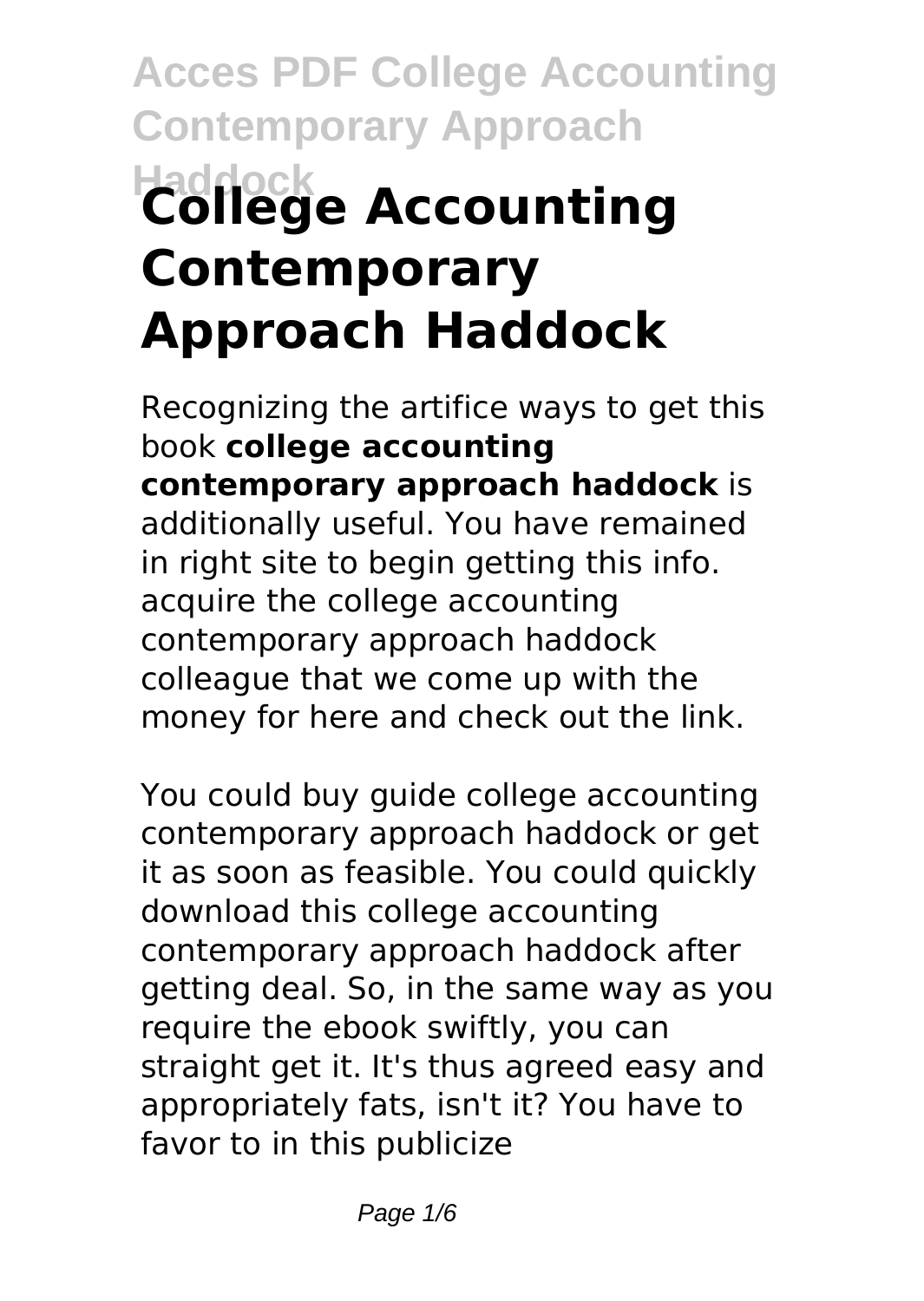# College Accounting Contemporary Approach Haddock

Recognizing the artifice ways to get this book **college accounting contemporary approach haddock** is additionally useful. You have remained in right site to begin getting this info. acquire the college accounting contemporary approach haddock colleague that we come up with the money for here and check out the link.

You could buy guide college accounting contemporary approach haddock or get it as soon as feasible. You could quickly download this college accounting contemporary approach haddock after getting deal. So, in the same way as you require the ebook swiftly, you can straight get it. It's thus agreed easy and appropriately fats, isn't it? You have to favor to in this publicize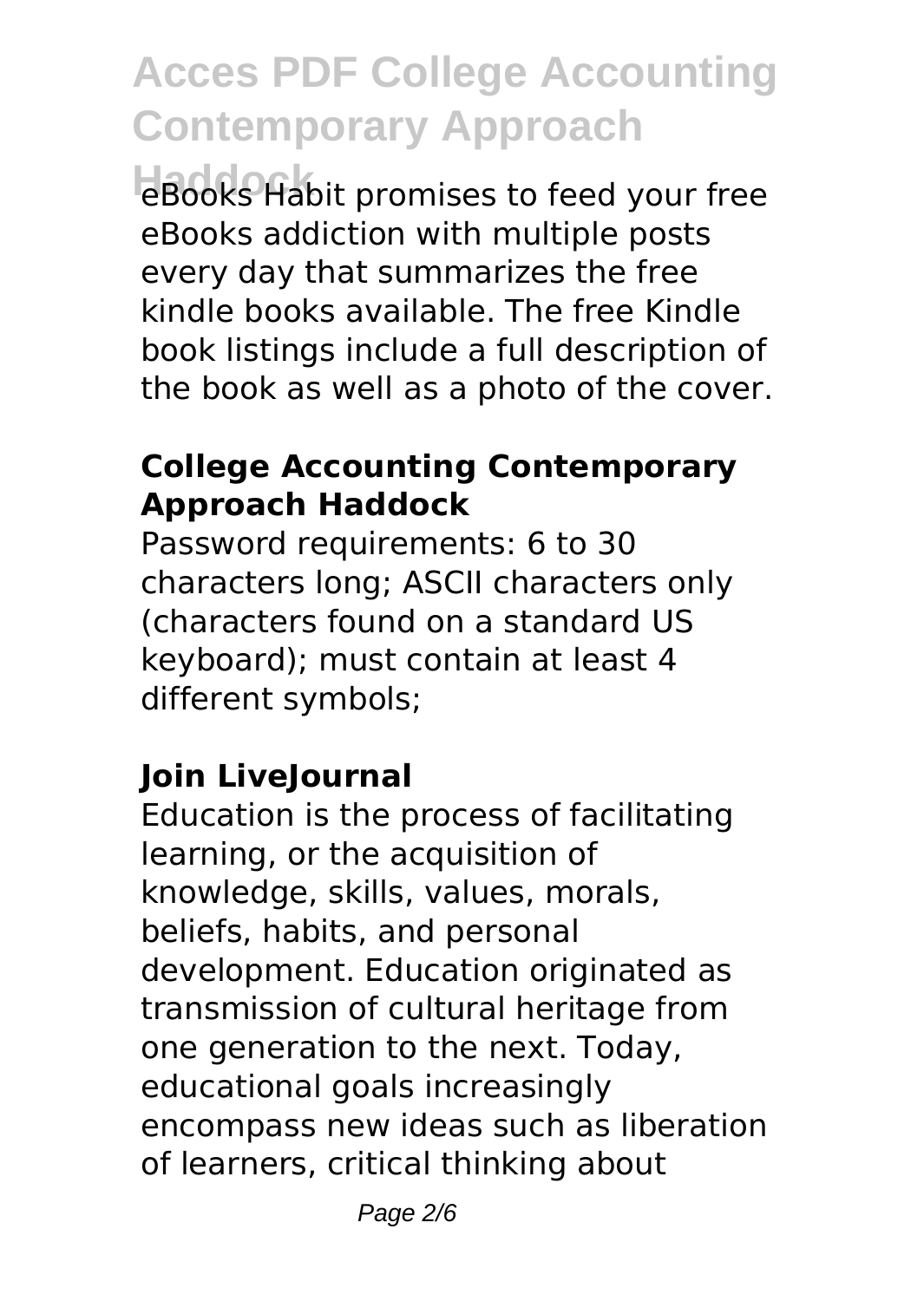eBooks Habit promises to feed your free eBooks addiction with multiple posts every day that summarizes the free kindle books available. The free Kindle book listings include a full description of the book as well as a photo of the cover.

### College Accounting Contemporary Approach Haddock

Password requirements: 6 to 30 characters long; ASCII characters only (characters found on a standard US keyboard); must contain at least 4 different symbols;

### Join LiveJournal

Education is the process of facilitating learning, or the acquisition of knowledge, skills, values, morals, beliefs, habits, and personal development. Education originated as transmission of cultural heritage from one generation to the next. Today, educational goals increasingly encompass new ideas such as liberation of learners, critical thinking about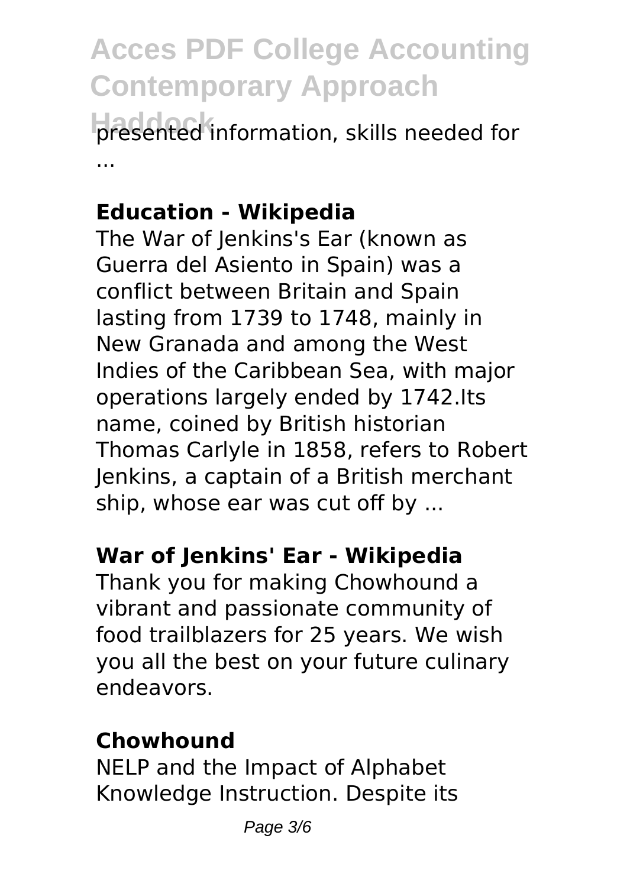presented information, skills needed for ...

**Education - Wikipedia**

The War of Jenkins's Ear (known as Guerra del Asiento in Spain) was a conflict between Britain and Spain lasting from 1739 to 1748, mainly in New Granada and among the West Indies of the Caribbean Sea, with major operations largely ended by 1742.Its name, coined by British historian Thomas Carlyle in 1858, refers to Robert Jenkins, a captain of a British merchant ship, whose ear was cut off by ...

**War of Jenkins' Ear - Wikipedia**

Thank you for making Chowhound a vibrant and passionate community of food trailblazers for 25 years. We wish you all the best on your future culinary endeavors.

**Chowhound**

NELP and the Impact of Alphabet Knowledge Instruction. Despite its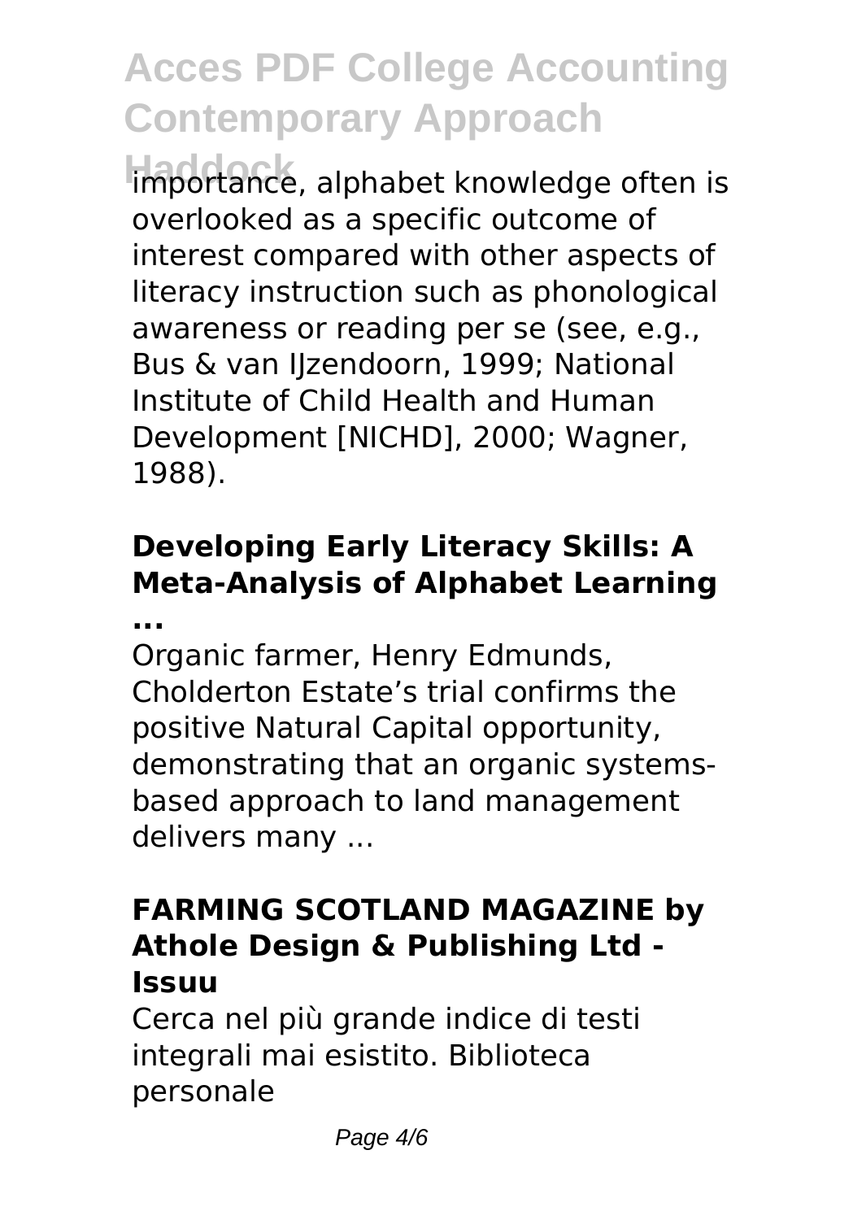importance, alphabet knowledge often is overlooked as a specific outcome of interest compared with other aspects of literacy instruction such as phonological awareness or reading per se (see, e.g., Bus & van IJzendoorn, 1999; National Institute of Child Health and Human Development [NICHD], 2000; Wagner, 1988).

### Developing Early Literacy Skills: A Meta-Analysis of Alphabet Learning ...

Organic farmer, Henry Edmunds, Cholderton Estate's trial confirms the positive Natural Capital opportunity, demonstrating that an organic systems-based approach to land management delivers many ...

### FARMING SCOTLAND MAGAZINE by Athole Design & Publishing Ltd - Issuu

Cerca nel più grande indice di testi integrali mai esistito. Biblioteca personale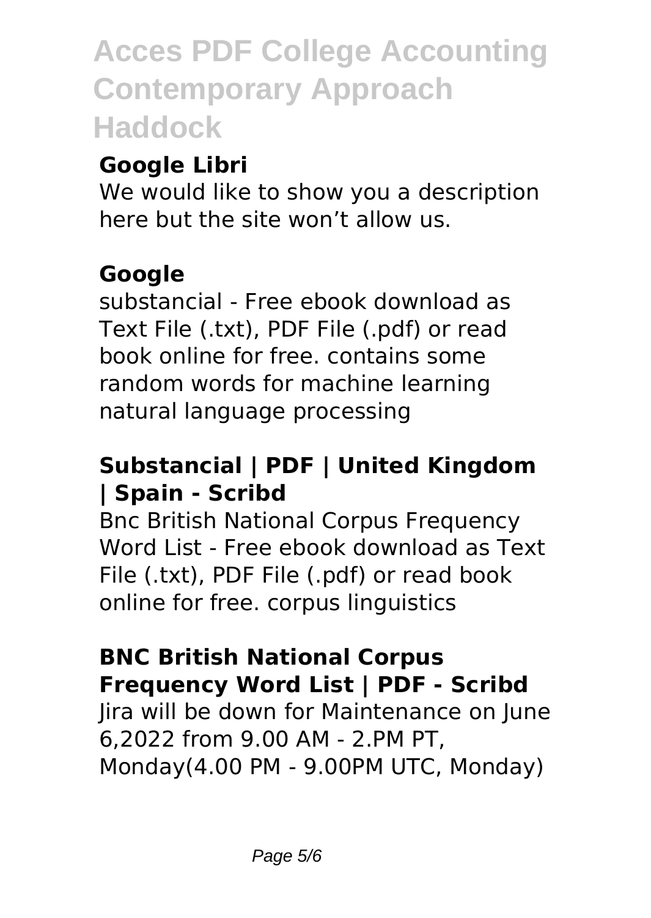### Google Libri

We would like to show you a description here but the site won't allow us.

### Google

substancial - Free ebook download as Text File (.txt), PDF File (.pdf) or read book online for free. contains some random words for machine learning natural language processing

### Substancial | PDF | United Kingdom | Spain - Scribd

Bnc British National Corpus Frequency Word List - Free ebook download as Text File (.txt), PDF File (.pdf) or read book online for free. corpus linguistics

### BNC British National Corpus Frequency Word List | PDF - Scribd

Jira will be down for Maintenance on June 6,2022 from 9.00 AM - 2.PM PT, Monday(4.00 PM - 9.00PM UTC, Monday)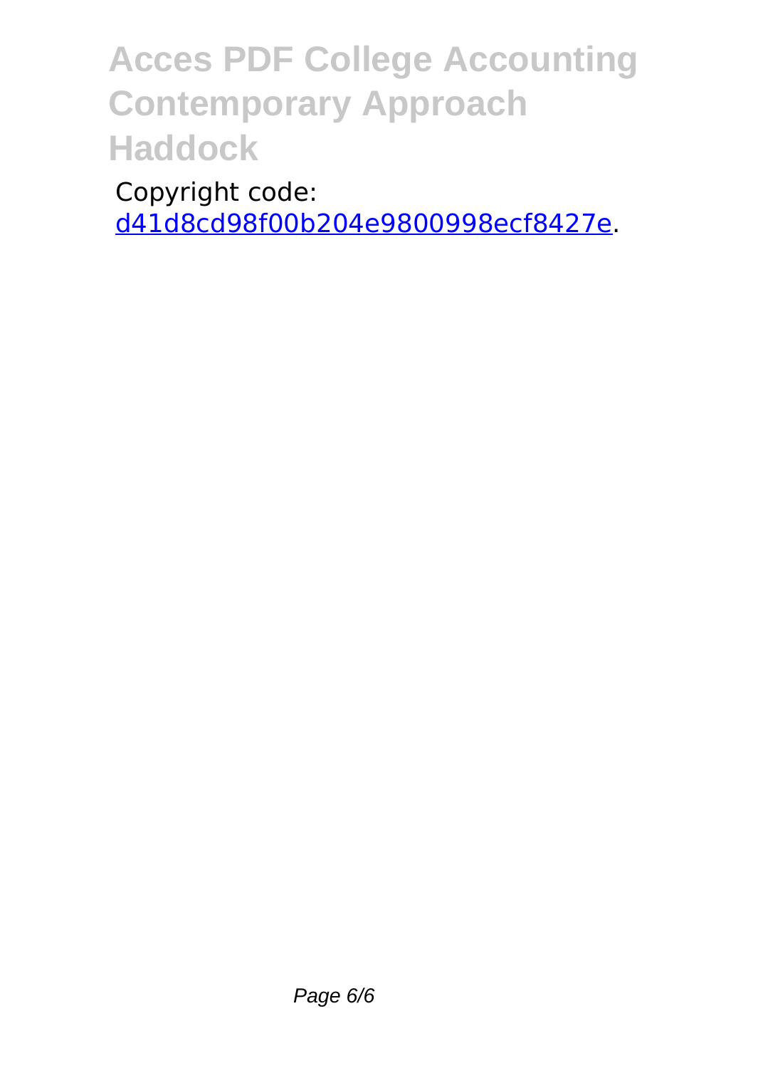Copyright code: [d41d8cd98f00b204e9800998ecf8427e](d41d8cd98f00b204e9800998ecf8427e).